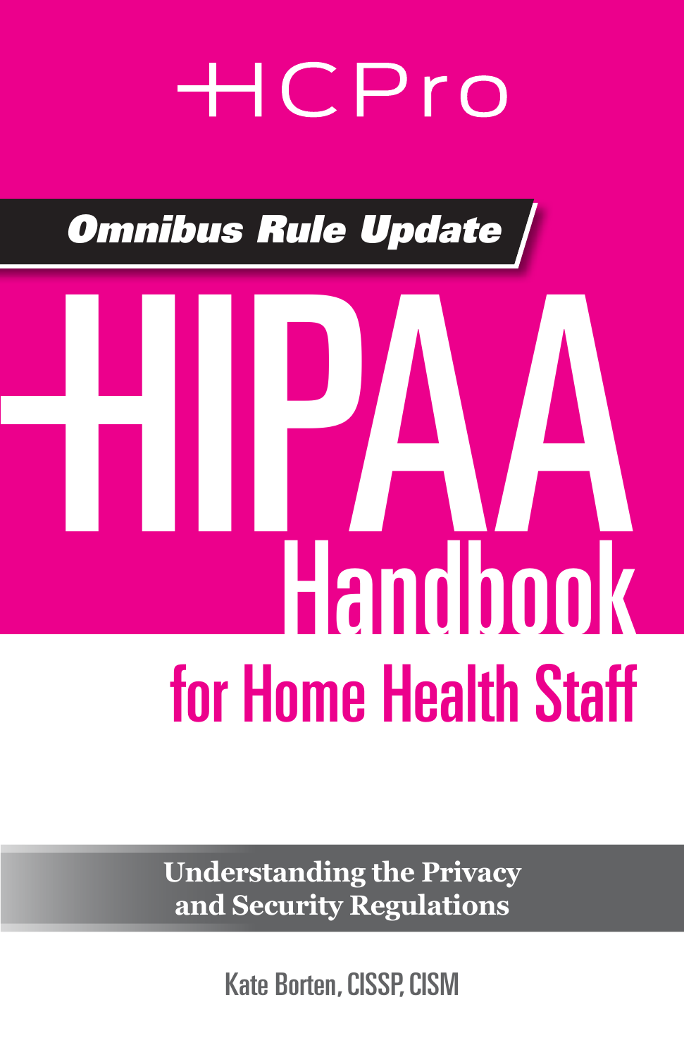HCPro

*Omnibus Rule Update*

# HIPAA Handbook

## for Home Health Staff

**Understanding the Privacy and Security Regulations**

Kate Borten, CISSP, CISM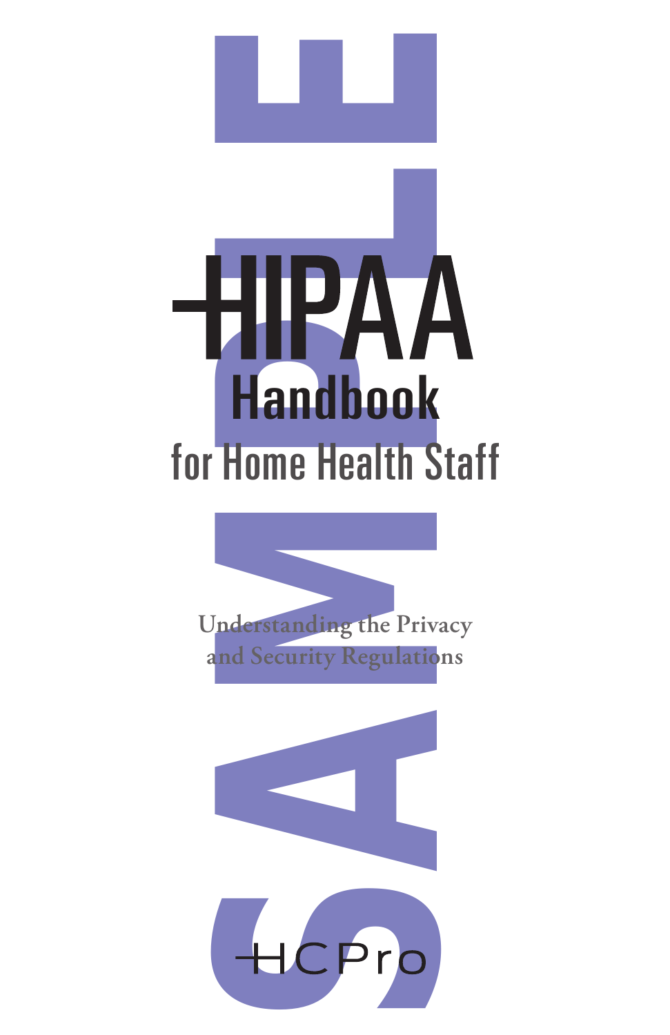# HIPAA Handbook

## for Home Health Staff

Understanding the Privacy and Security Regulations

HCPro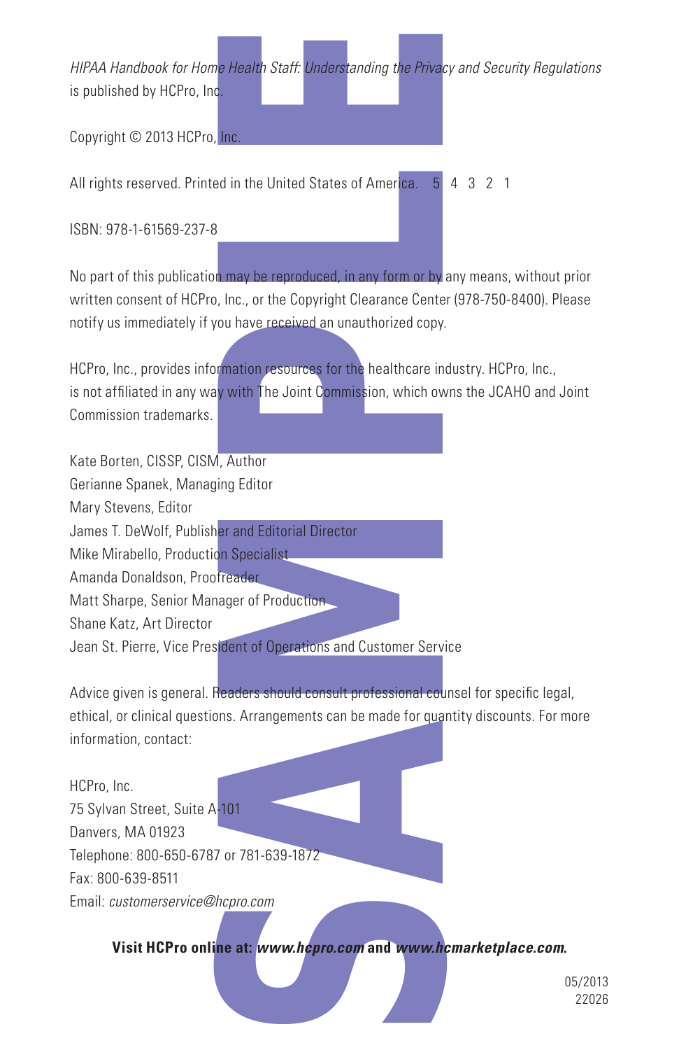*HIPAA Handbook for Home Health Staff: Understanding the Privacy and Security Regulations* is published by HCPro, Inc.

Copyright © 2013 HCPro, Inc.

All rights reserved. Printed in the United States of America. 5 4 3 2 1

ISBN: 978-1-61569-237-8

No part of this publication may be reproduced, in any form or by any means, without prior written consent of HCPro, Inc., or the Copyright Clearance Center (978-750-8400). Please notify us immediately if you have received an unauthorized copy.

HCPro, Inc., provides information resources for the healthcare industry. HCPro, Inc., is not affiliated in any way with The Joint Commission, which owns the JCAHO and Joint Commission trademarks.

Kate Borten, CISSP, CISM, Author
Gerianne Spanek, Managing Editor
Mary Stevens, Editor
James T. DeWolf, Publisher and Editorial Director
Mike Mirabello, Production Specialist
Amanda Donaldson, Proofreader
Matt Sharpe, Senior Manager of Production
Shane Katz, Art Director
Jean St. Pierre, Vice President of Operations and Customer Service

Advice given is general. Readers should consult professional counsel for specific legal, ethical, or clinical questions. Arrangements can be made for quantity discounts. For more information, contact:

HCPro, Inc.
75 Sylvan Street, Suite A-101
Danvers, MA 01923
Telephone: 800-650-6787 or 781-639-1872
Fax: 800-639-8511
Email: *customerservice@hcpro.com*

**Visit HCPro online at: *www.hcpro.com* and *www.hcmarketplace.com*.**

05/2013
22026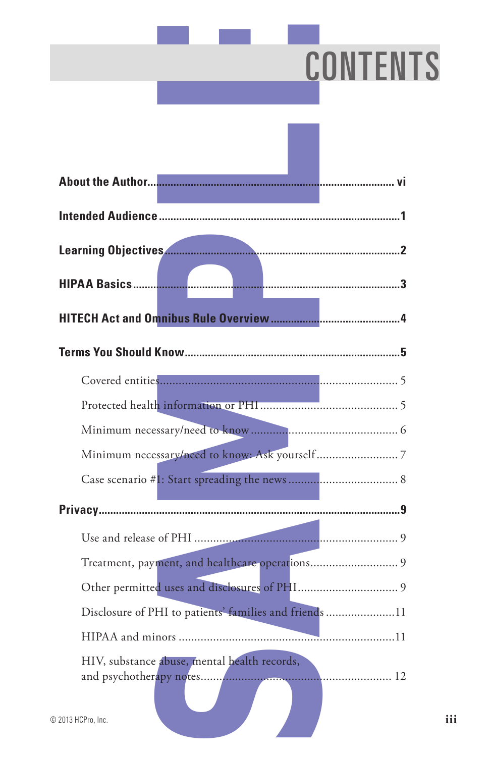# CONTENTS

**About the Author** ........................................ vi

**Intended Audience** ........................................ 1

**Learning Objectives** ........................................ 2

**HIPAA Basics** ........................................ 3

**HITECH Act and Omnibus Rule Overview** ........................................ 4

**Terms You Should Know** ........................................ 5

- Covered entities ........................................ 5
- Protected health information or PHI ........................................ 5
- Minimum necessary/need to know ........................................ 6
- Minimum necessary/need to know: Ask yourself ........................................ 7
- Case scenario #1: Start spreading the news ........................................ 8

**Privacy** ........................................ 9

- Use and release of PHI ........................................ 9
- Treatment, payment, and healthcare operations ........................................ 9
- Other permitted uses and disclosures of PHI ........................................ 9
- Disclosure of PHI to patients' families and friends ........................................ 11
- HIPAA and minors ........................................ 11
- HIV, substance abuse, mental health records, and psychotherapy notes ........................................ 12

© 2013 HCPro, Inc.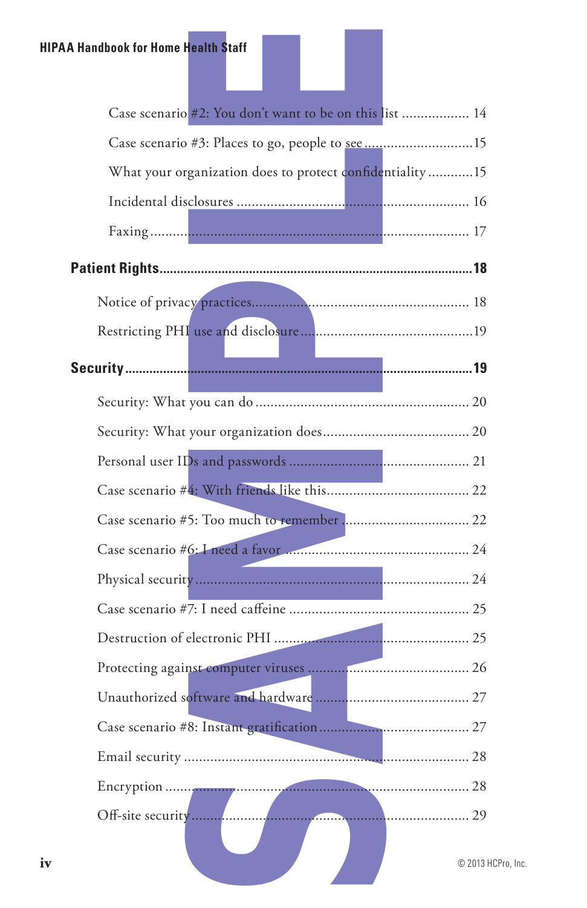Case scenario #2: You don't want to be on this list .................. 14

Case scenario #3: Places to go, people to see .............................15

What your organization does to protect confidentiality ............15

Incidental disclosures .................................................................. 16

Faxing ........................................................................................... 17

**Patient Rights** ........................................................................................**18**

Notice of privacy practices........................................................... 18

Restricting PHI use and disclosure .............................................19

**Security** ..................................................................................................**19**

Security: What you can do ......................................................... 20

Security: What your organization does....................................... 20

Personal user IDs and passwords ................................................ 21

Case scenario #4: With friends like this...................................... 22

Case scenario #5: Too much to remember ................................. 22

Case scenario #6: I need a favor ................................................. 24

Physical security ........................................................................... 24

Case scenario #7: I need caffeine ................................................ 25

Destruction of electronic PHI ...................................................... 25

Protecting against computer viruses ........................................... 26

Unauthorized software and hardware ......................................... 27

Case scenario #8: Instant gratification ........................................ 27

Email security .............................................................................. 28

Encryption ................................................................................... 28

Off-site security ............................................................................ 29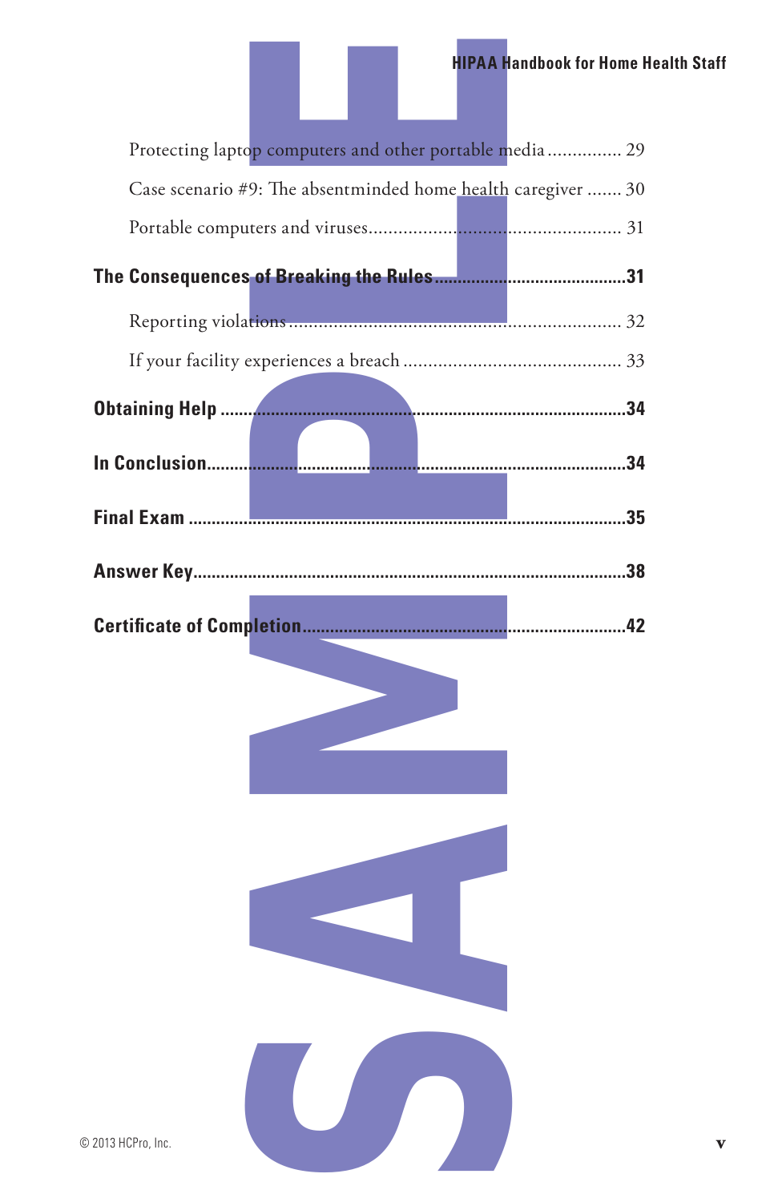Protecting laptop computers and other portable media ............... 29

Case scenario #9: The absentminded home health caregiver ....... 30

Portable computers and viruses................................................... 31

**The Consequences of Breaking the Rules..........................................31**

Reporting violations.................................................................... 32

If your facility experiences a breach ............................................ 33

**Obtaining Help ........................................................................................34**

**In Conclusion.............................................................................................34**

**Final Exam ..................................................................................................35**

**Answer Key...................................................................................................38**

**Certificate of Completion.........................................................................42**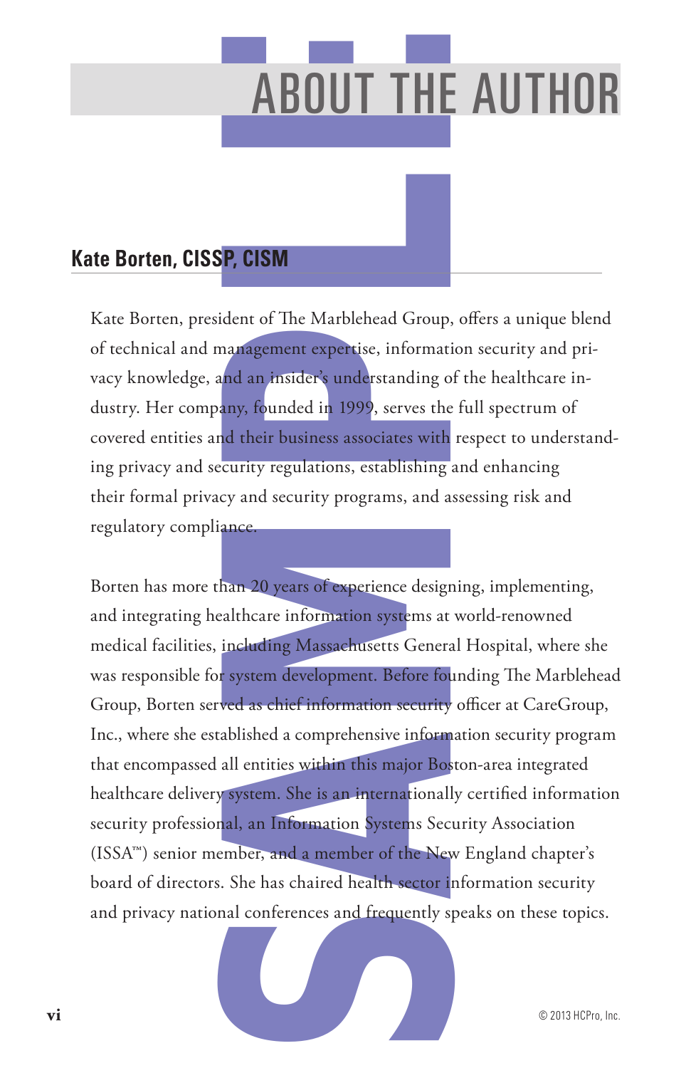# ABOUT THE AUTHOR

## Kate Borten, CISSP, CISM

Kate Borten, president of The Marblehead Group, offers a unique blend of technical and management expertise, information security and privacy knowledge, and an insider's understanding of the healthcare industry. Her company, founded in 1999, serves the full spectrum of covered entities and their business associates with respect to understanding privacy and security regulations, establishing and enhancing their formal privacy and security programs, and assessing risk and regulatory compliance.

Borten has more than 20 years of experience designing, implementing, and integrating healthcare information systems at world-renowned medical facilities, including Massachusetts General Hospital, where she was responsible for system development. Before founding The Marblehead Group, Borten served as chief information security officer at CareGroup, Inc., where she established a comprehensive information security program that encompassed all entities within this major Boston-area integrated healthcare delivery system. She is an internationally certified information security professional, an Information Systems Security Association (ISSA™) senior member, and a member of the New England chapter's board of directors. She has chaired health sector information security and privacy national conferences and frequently speaks on these topics.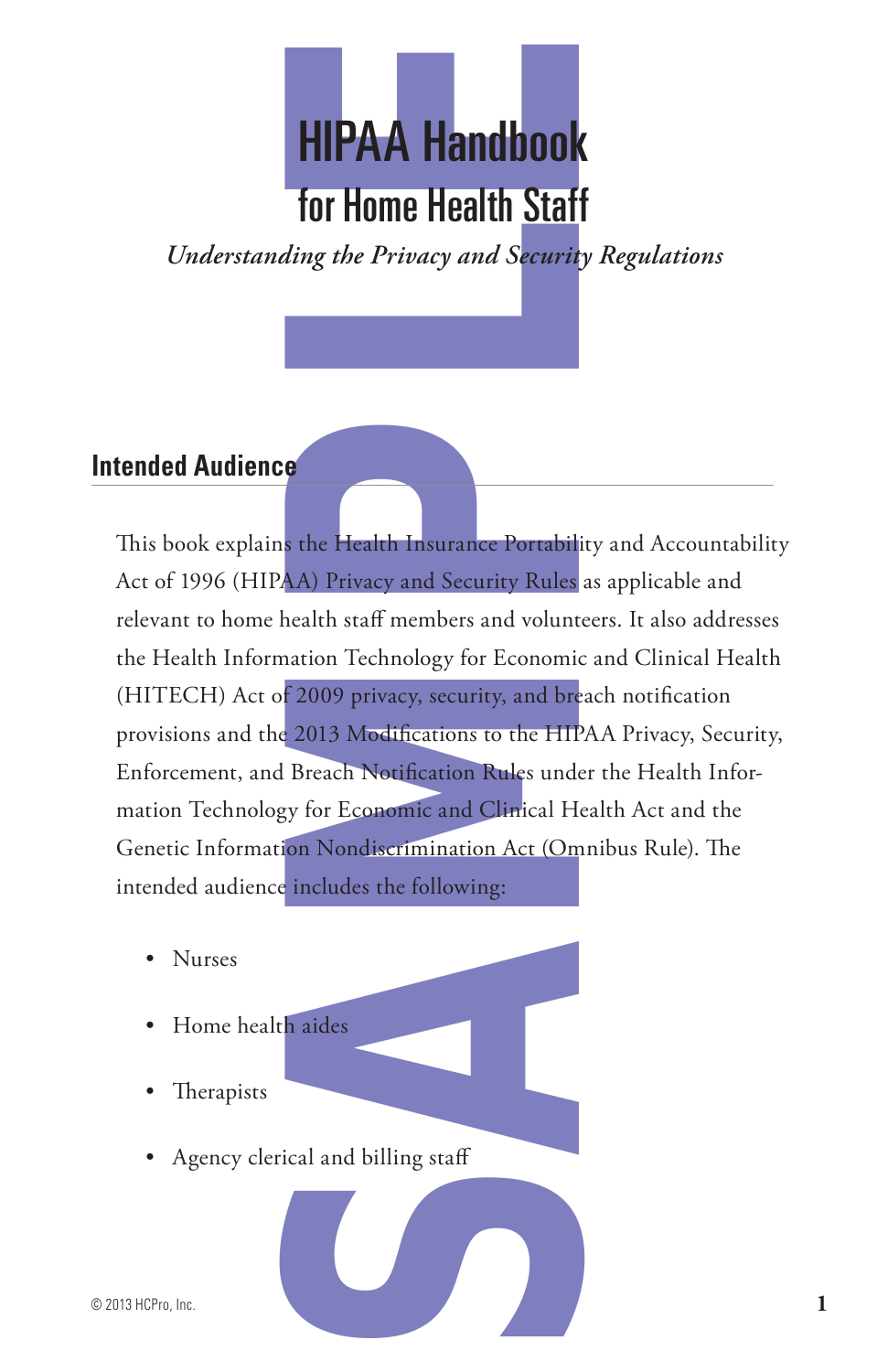# HIPAA Handbook

## for Home Health Staff

*Understanding the Privacy and Security Regulations*

### Intended Audience

This book explains the Health Insurance Portability and Accountability Act of 1996 (HIPAA) Privacy and Security Rules as applicable and relevant to home health staff members and volunteers. It also addresses the Health Information Technology for Economic and Clinical Health (HITECH) Act of 2009 privacy, security, and breach notification provisions and the 2013 Modifications to the HIPAA Privacy, Security, Enforcement, and Breach Notification Rules under the Health Information Technology for Economic and Clinical Health Act and the Genetic Information Nondiscrimination Act (Omnibus Rule). The intended audience includes the following:

- Nurses
- Home health aides
- Therapists
- Agency clerical and billing staff

© 2013 HCPro, Inc.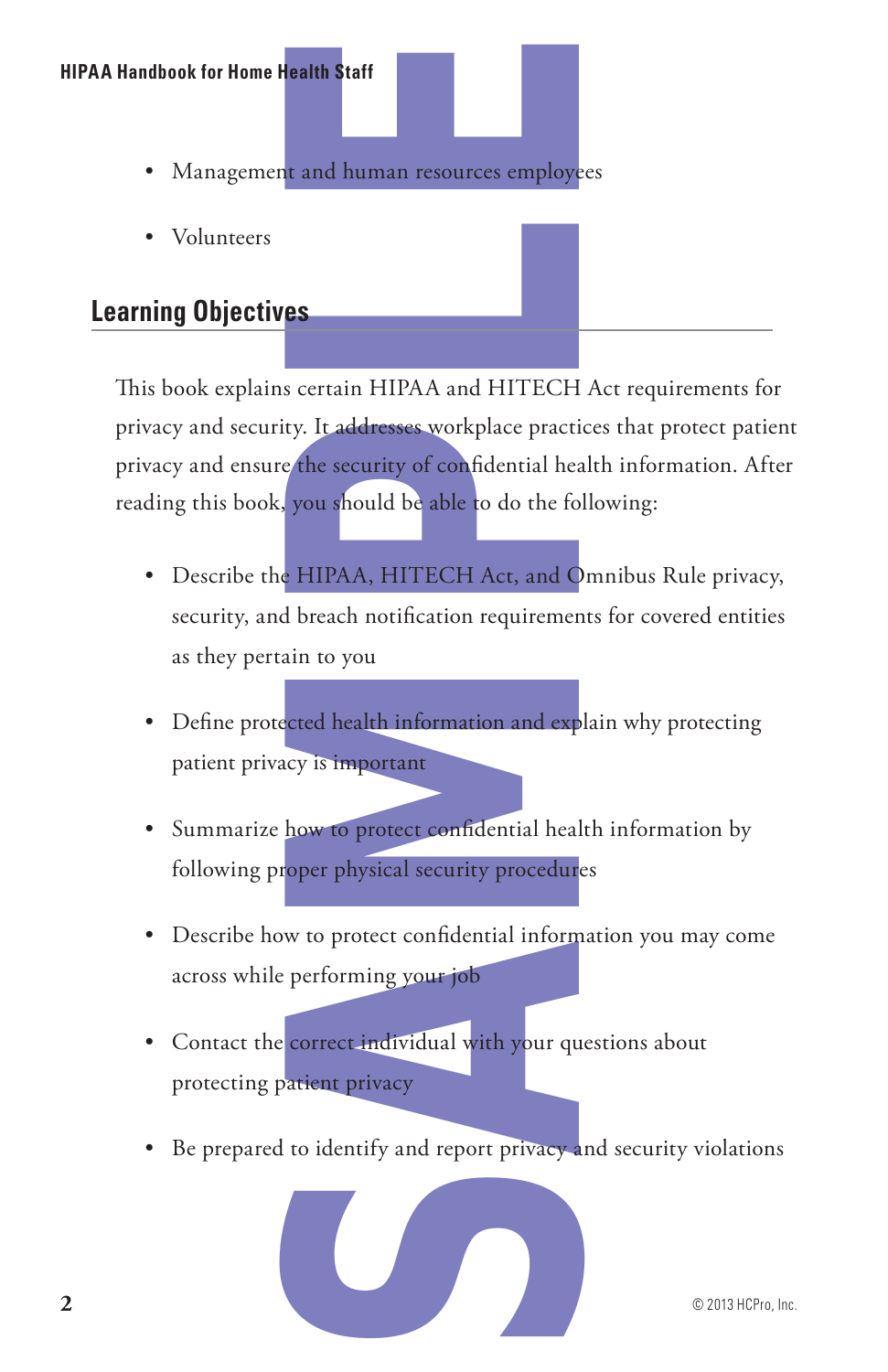- Management and human resources employees
- Volunteers

## Learning Objectives

This book explains certain HIPAA and HITECH Act requirements for privacy and security. It addresses workplace practices that protect patient privacy and ensure the security of confidential health information. After reading this book, you should be able to do the following:

- Describe the HIPAA, HITECH Act, and Omnibus Rule privacy, security, and breach notification requirements for covered entities as they pertain to you
- Define protected health information and explain why protecting patient privacy is important
- Summarize how to protect confidential health information by following proper physical security procedures
- Describe how to protect confidential information you may come across while performing your job
- Contact the correct individual with your questions about protecting patient privacy
- Be prepared to identify and report privacy and security violations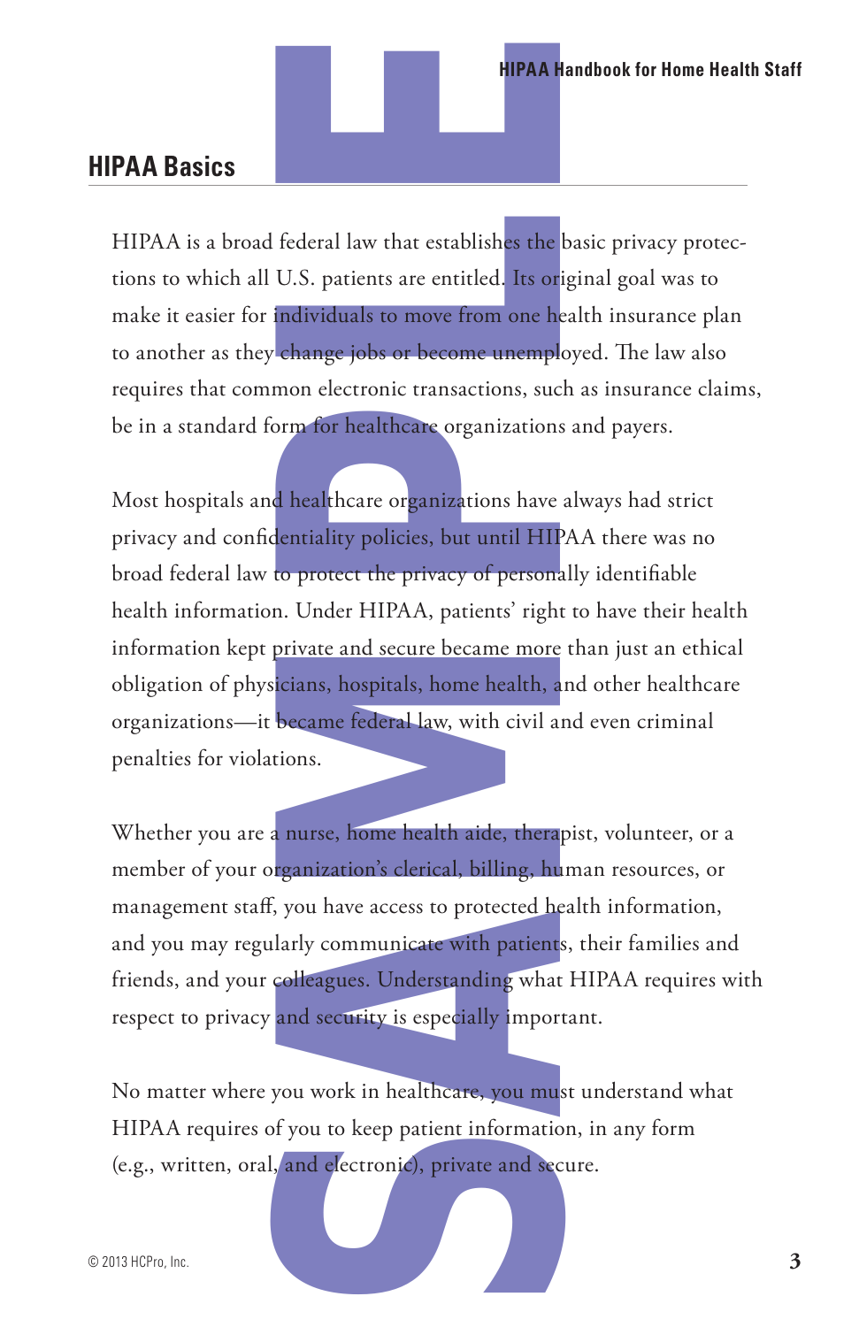## HIPAA Basics

HIPAA is a broad federal law that establishes the basic privacy protections to which all U.S. patients are entitled. Its original goal was to make it easier for individuals to move from one health insurance plan to another as they change jobs or become unemployed. The law also requires that common electronic transactions, such as insurance claims, be in a standard form for healthcare organizations and payers.

Most hospitals and healthcare organizations have always had strict privacy and confidentiality policies, but until HIPAA there was no broad federal law to protect the privacy of personally identifiable health information. Under HIPAA, patients' right to have their health information kept private and secure became more than just an ethical obligation of physicians, hospitals, home health, and other healthcare organizations—it became federal law, with civil and even criminal penalties for violations.

Whether you are a nurse, home health aide, therapist, volunteer, or a member of your organization's clerical, billing, human resources, or management staff, you have access to protected health information, and you may regularly communicate with patients, their families and friends, and your colleagues. Understanding what HIPAA requires with respect to privacy and security is especially important.

No matter where you work in healthcare, you must understand what HIPAA requires of you to keep patient information, in any form (e.g., written, oral, and electronic), private and secure.

© 2013 HCPro, Inc.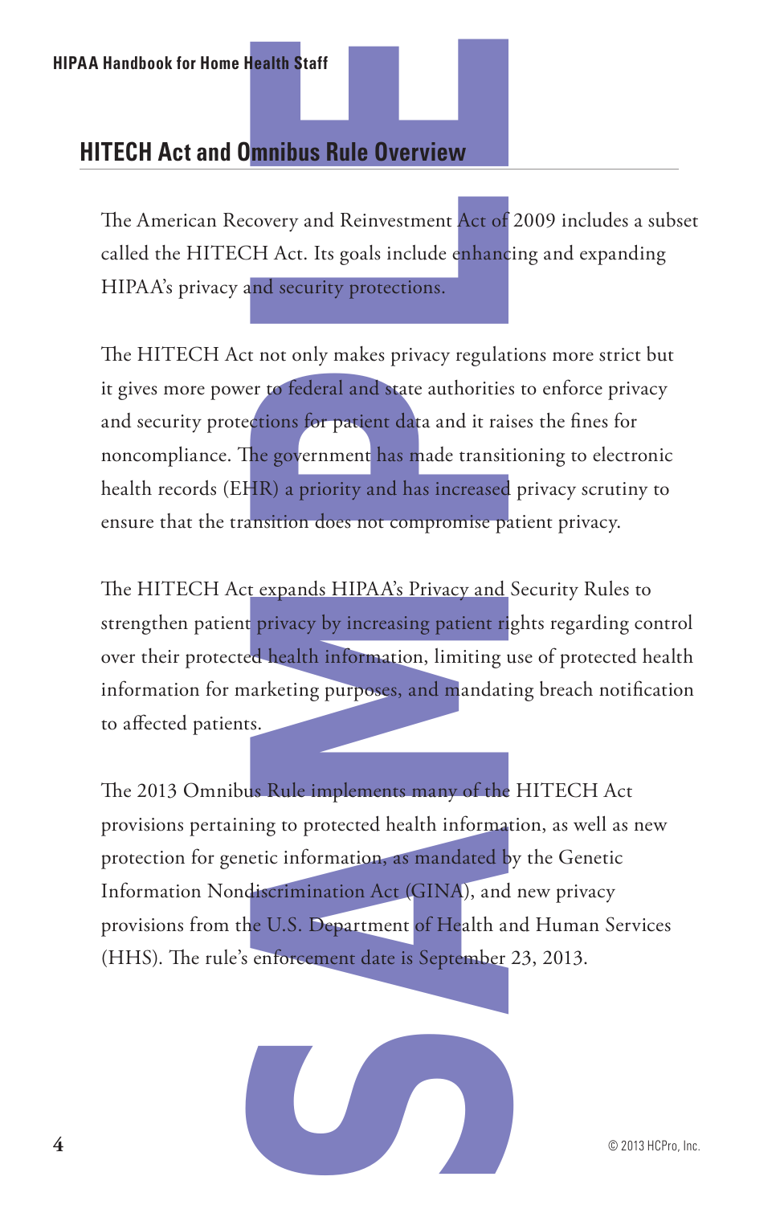## HITECH Act and Omnibus Rule Overview

The American Recovery and Reinvestment Act of 2009 includes a subset called the HITECH Act. Its goals include enhancing and expanding HIPAA's privacy and security protections.

The HITECH Act not only makes privacy regulations more strict but it gives more power to federal and state authorities to enforce privacy and security protections for patient data and it raises the fines for noncompliance. The government has made transitioning to electronic health records (EHR) a priority and has increased privacy scrutiny to ensure that the transition does not compromise patient privacy.

The HITECH Act expands HIPAA's Privacy and Security Rules to strengthen patient privacy by increasing patient rights regarding control over their protected health information, limiting use of protected health information for marketing purposes, and mandating breach notification to affected patients.

The 2013 Omnibus Rule implements many of the HITECH Act provisions pertaining to protected health information, as well as new protection for genetic information, as mandated by the Genetic Information Nondiscrimination Act (GINA), and new privacy provisions from the U.S. Department of Health and Human Services (HHS). The rule's enforcement date is September 23, 2013.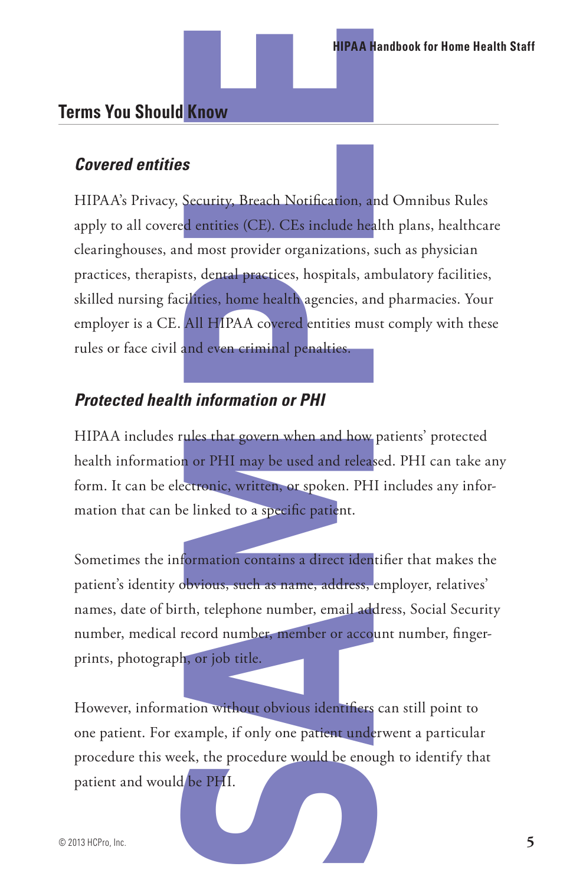## Terms You Should Know

### *Covered entities*

HIPAA's Privacy, Security, Breach Notification, and Omnibus Rules apply to all covered entities (CE). CEs include health plans, healthcare clearinghouses, and most provider organizations, such as physician practices, therapists, dental practices, hospitals, ambulatory facilities, skilled nursing facilities, home health agencies, and pharmacies. Your employer is a CE. All HIPAA covered entities must comply with these rules or face civil and even criminal penalties.

### *Protected health information or PHI*

HIPAA includes rules that govern when and how patients' protected health information or PHI may be used and released. PHI can take any form. It can be electronic, written, or spoken. PHI includes any information that can be linked to a specific patient.

Sometimes the information contains a direct identifier that makes the patient's identity obvious, such as name, address, employer, relatives' names, date of birth, telephone number, email address, Social Security number, medical record number, member or account number, fingerprints, photograph, or job title.

However, information without obvious identifiers can still point to one patient. For example, if only one patient underwent a particular procedure this week, the procedure would be enough to identify that patient and would be PHI.

© 2013 HCPro, Inc.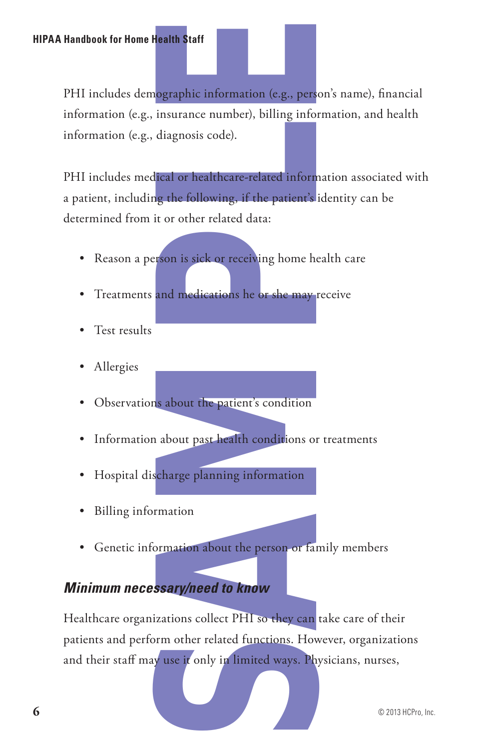PHI includes demographic information (e.g., person's name), financial information (e.g., insurance number), billing information, and health information (e.g., diagnosis code).

PHI includes medical or healthcare-related information associated with a patient, including the following, if the patient's identity can be determined from it or other related data:

- Reason a person is sick or receiving home health care
- Treatments and medications he or she may receive
- Test results
- Allergies
- Observations about the patient's condition
- Information about past health conditions or treatments
- Hospital discharge planning information
- Billing information
- Genetic information about the person or family members

### *Minimum necessary/need to know*

Healthcare organizations collect PHI so they can take care of their patients and perform other related functions. However, organizations and their staff may use it only in limited ways. Physicians, nurses,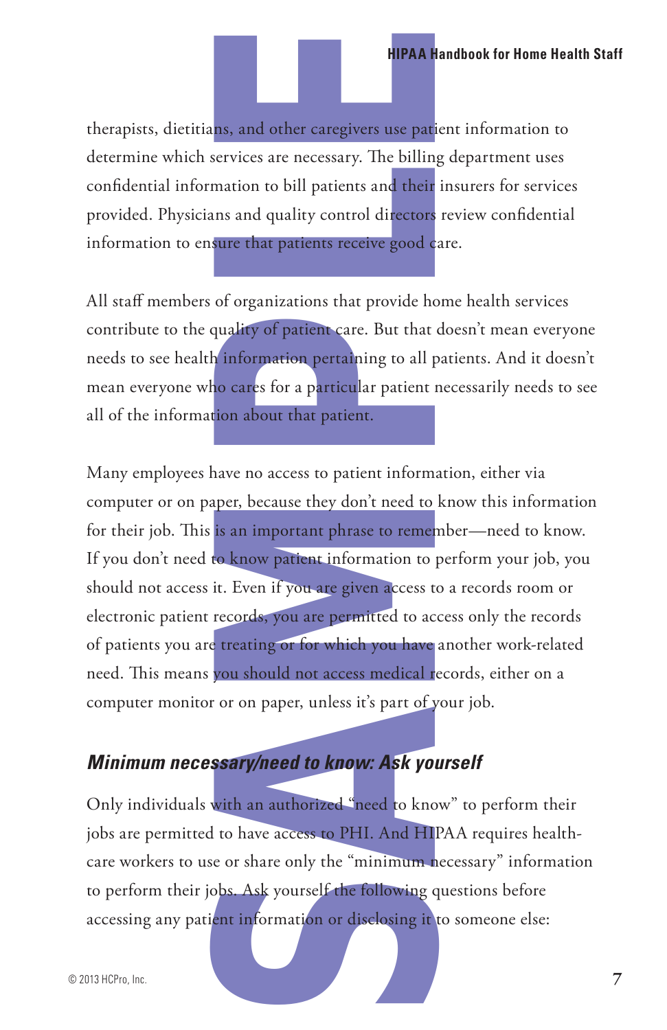therapists, dietitians, and other caregivers use patient information to determine which services are necessary. The billing department uses confidential information to bill patients and their insurers for services provided. Physicians and quality control directors review confidential information to ensure that patients receive good care.

All staff members of organizations that provide home health services contribute to the quality of patient care. But that doesn't mean everyone needs to see health information pertaining to all patients. And it doesn't mean everyone who cares for a particular patient necessarily needs to see all of the information about that patient.

Many employees have no access to patient information, either via computer or on paper, because they don't need to know this information for their job. This is an important phrase to remember—need to know. If you don't need to know patient information to perform your job, you should not access it. Even if you are given access to a records room or electronic patient records, you are permitted to access only the records of patients you are treating or for which you have another work-related need. This means you should not access medical records, either on a computer monitor or on paper, unless it's part of your job.

### *Minimum necessary/need to know: Ask yourself*

Only individuals with an authorized "need to know" to perform their jobs are permitted to have access to PHI. And HIPAA requires health-care workers to use or share only the "minimum necessary" information to perform their jobs. Ask yourself the following questions before accessing any patient information or disclosing it to someone else: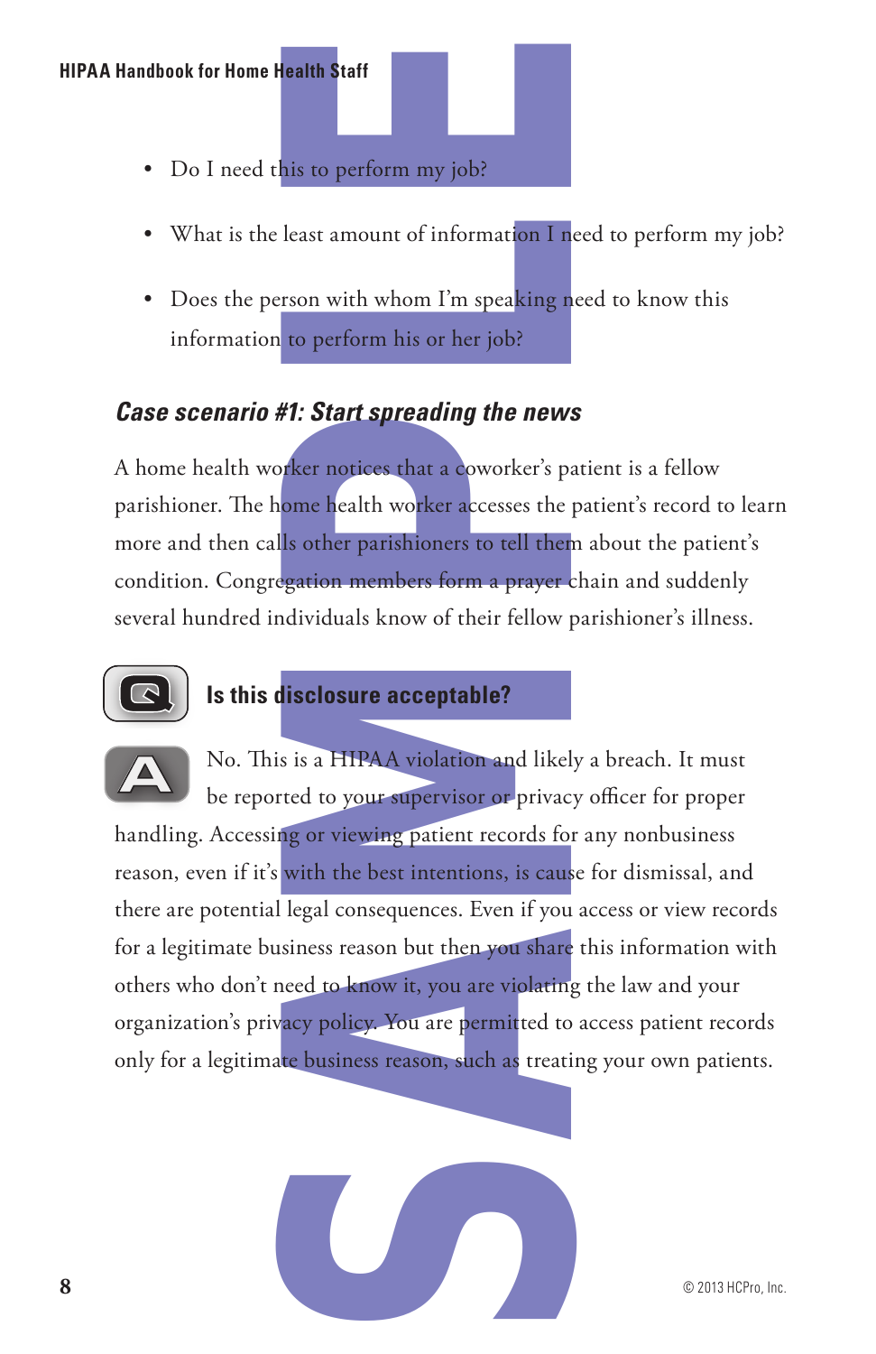- Do I need this to perform my job?
- What is the least amount of information I need to perform my job?
- Does the person with whom I'm speaking need to know this information to perform his or her job?

### *Case scenario #1: Start spreading the news*

A home health worker notices that a coworker's patient is a fellow parishioner. The home health worker accesses the patient's record to learn more and then calls other parishioners to tell them about the patient's condition. Congregation members form a prayer chain and suddenly several hundred individuals know of their fellow parishioner's illness.

**Q: Is this disclosure acceptable?**

**A:** No. This is a HIPAA violation and likely a breach. It must be reported to your supervisor or privacy officer for proper handling. Accessing or viewing patient records for any nonbusiness reason, even if it's with the best intentions, is cause for dismissal, and there are potential legal consequences. Even if you access or view records for a legitimate business reason but then you share this information with others who don't need to know it, you are violating the law and your organization's privacy policy. You are permitted to access patient records only for a legitimate business reason, such as treating your own patients.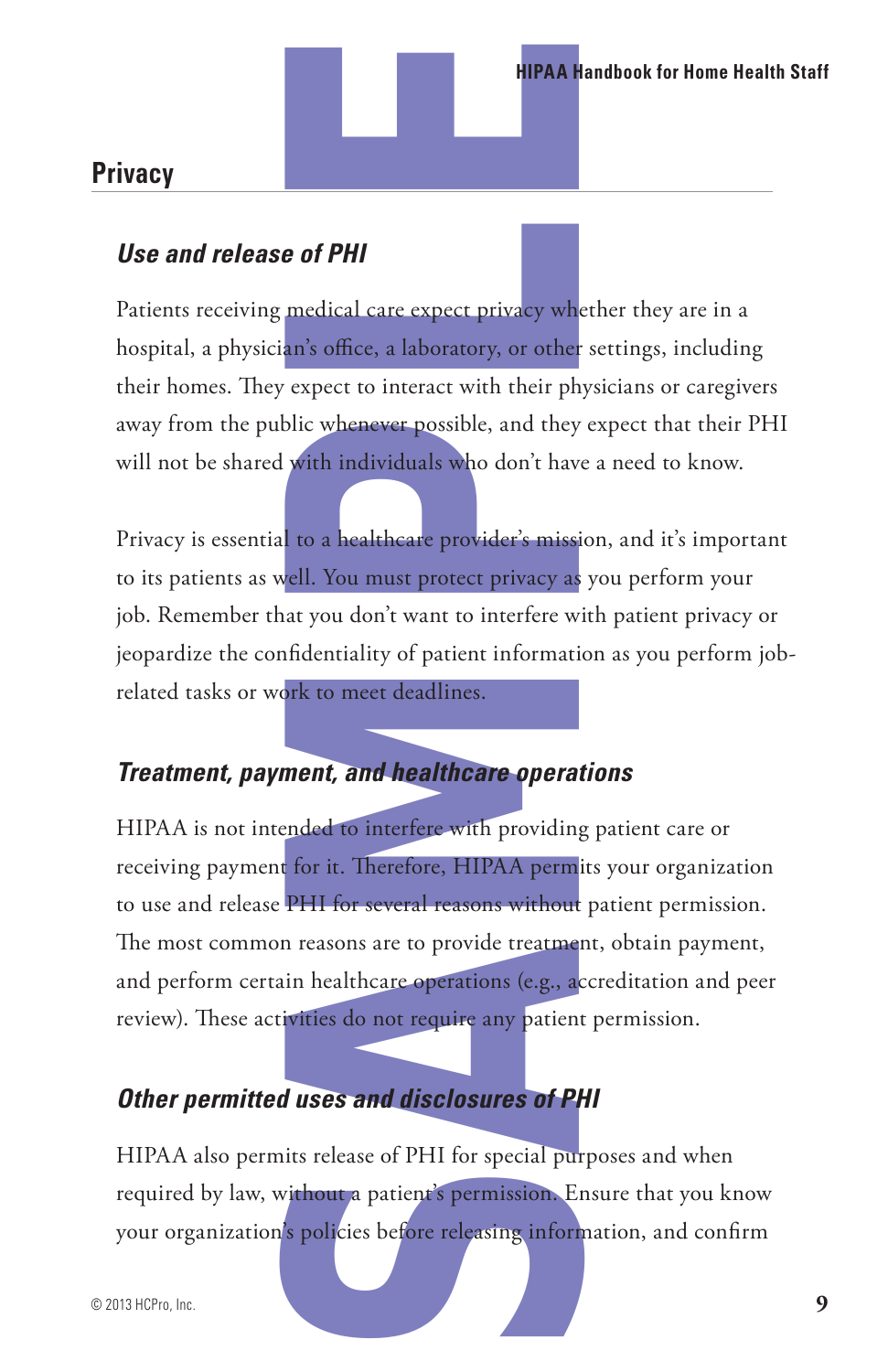## Privacy

### *Use and release of PHI*

Patients receiving medical care expect privacy whether they are in a hospital, a physician's office, a laboratory, or other settings, including their homes. They expect to interact with their physicians or caregivers away from the public whenever possible, and they expect that their PHI will not be shared with individuals who don't have a need to know.

Privacy is essential to a healthcare provider's mission, and it's important to its patients as well. You must protect privacy as you perform your job. Remember that you don't want to interfere with patient privacy or jeopardize the confidentiality of patient information as you perform job-related tasks or work to meet deadlines.

### *Treatment, payment, and healthcare operations*

HIPAA is not intended to interfere with providing patient care or receiving payment for it. Therefore, HIPAA permits your organization to use and release PHI for several reasons without patient permission. The most common reasons are to provide treatment, obtain payment, and perform certain healthcare operations (e.g., accreditation and peer review). These activities do not require any patient permission.

### *Other permitted uses and disclosures of PHI*

HIPAA also permits release of PHI for special purposes and when required by law, without a patient's permission. Ensure that you know your organization's policies before releasing information, and confirm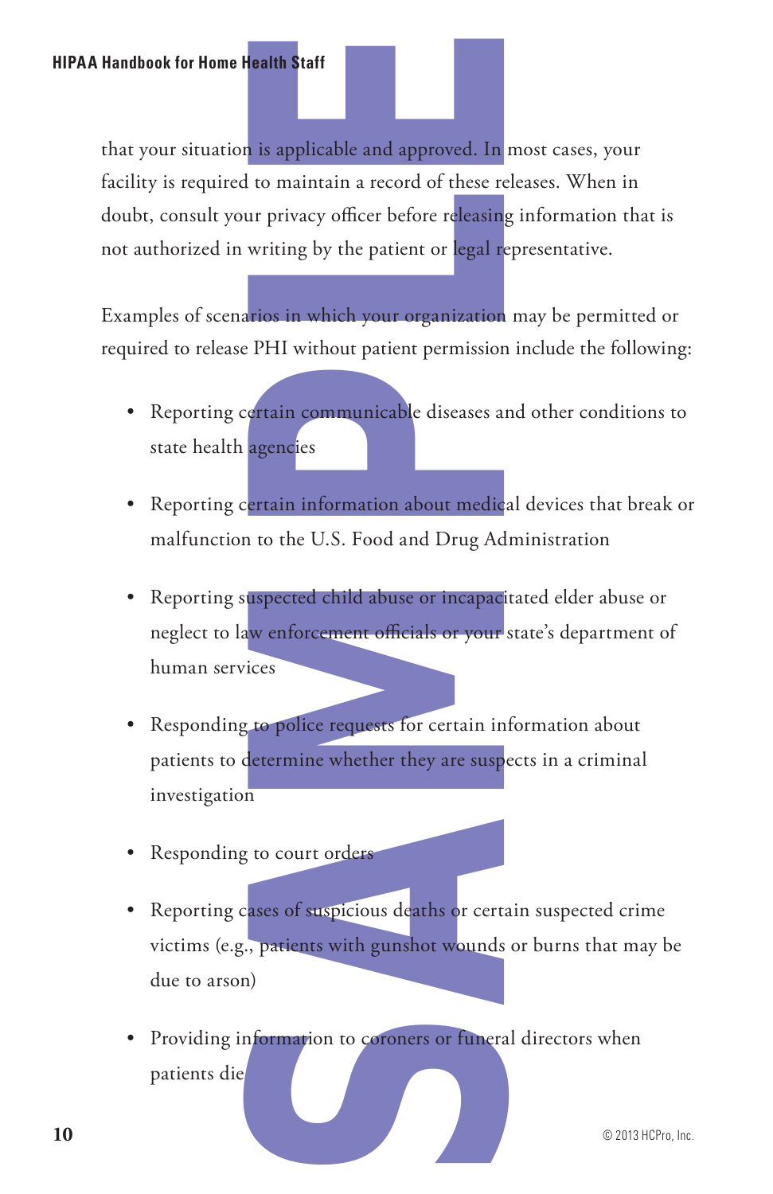that your situation is applicable and approved. In most cases, your facility is required to maintain a record of these releases. When in doubt, consult your privacy officer before releasing information that is not authorized in writing by the patient or legal representative.

Examples of scenarios in which your organization may be permitted or required to release PHI without patient permission include the following:

- Reporting certain communicable diseases and other conditions to state health agencies
- Reporting certain information about medical devices that break or malfunction to the U.S. Food and Drug Administration
- Reporting suspected child abuse or incapacitated elder abuse or neglect to law enforcement officials or your state's department of human services
- Responding to police requests for certain information about patients to determine whether they are suspects in a criminal investigation
- Responding to court orders
- Reporting cases of suspicious deaths or certain suspected crime victims (e.g., patients with gunshot wounds or burns that may be due to arson)
- Providing information to coroners or funeral directors when patients die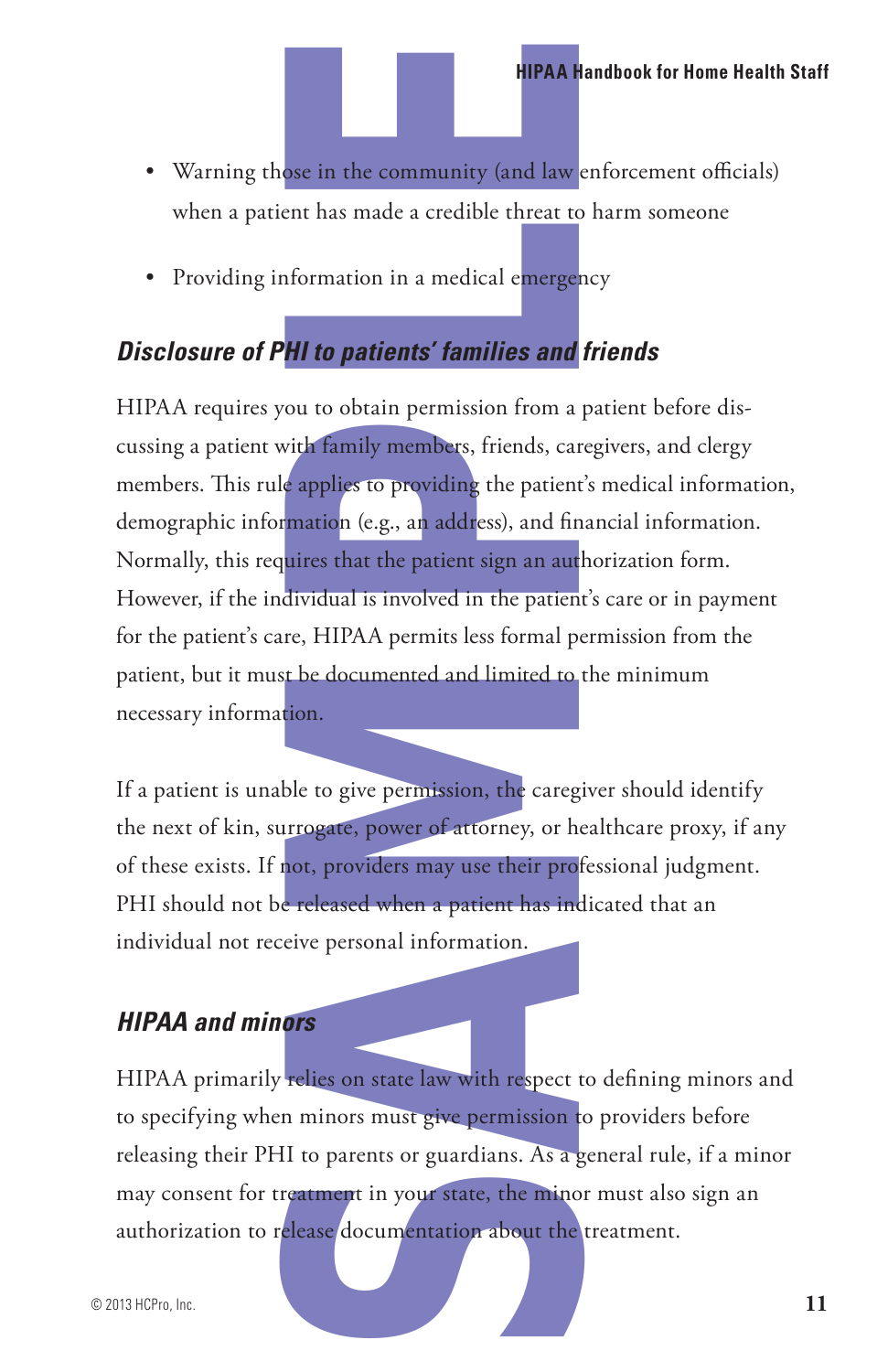- Warning those in the community (and law enforcement officials) when a patient has made a credible threat to harm someone
- Providing information in a medical emergency

### *Disclosure of PHI to patients' families and friends*

HIPAA requires you to obtain permission from a patient before discussing a patient with family members, friends, caregivers, and clergy members. This rule applies to providing the patient's medical information, demographic information (e.g., an address), and financial information. Normally, this requires that the patient sign an authorization form. However, if the individual is involved in the patient's care or in payment for the patient's care, HIPAA permits less formal permission from the patient, but it must be documented and limited to the minimum necessary information.

If a patient is unable to give permission, the caregiver should identify the next of kin, surrogate, power of attorney, or healthcare proxy, if any of these exists. If not, providers may use their professional judgment. PHI should not be released when a patient has indicated that an individual not receive personal information.

### *HIPAA and minors*

HIPAA primarily relies on state law with respect to defining minors and to specifying when minors must give permission to providers before releasing their PHI to parents or guardians. As a general rule, if a minor may consent for treatment in your state, the minor must also sign an authorization to release documentation about the treatment.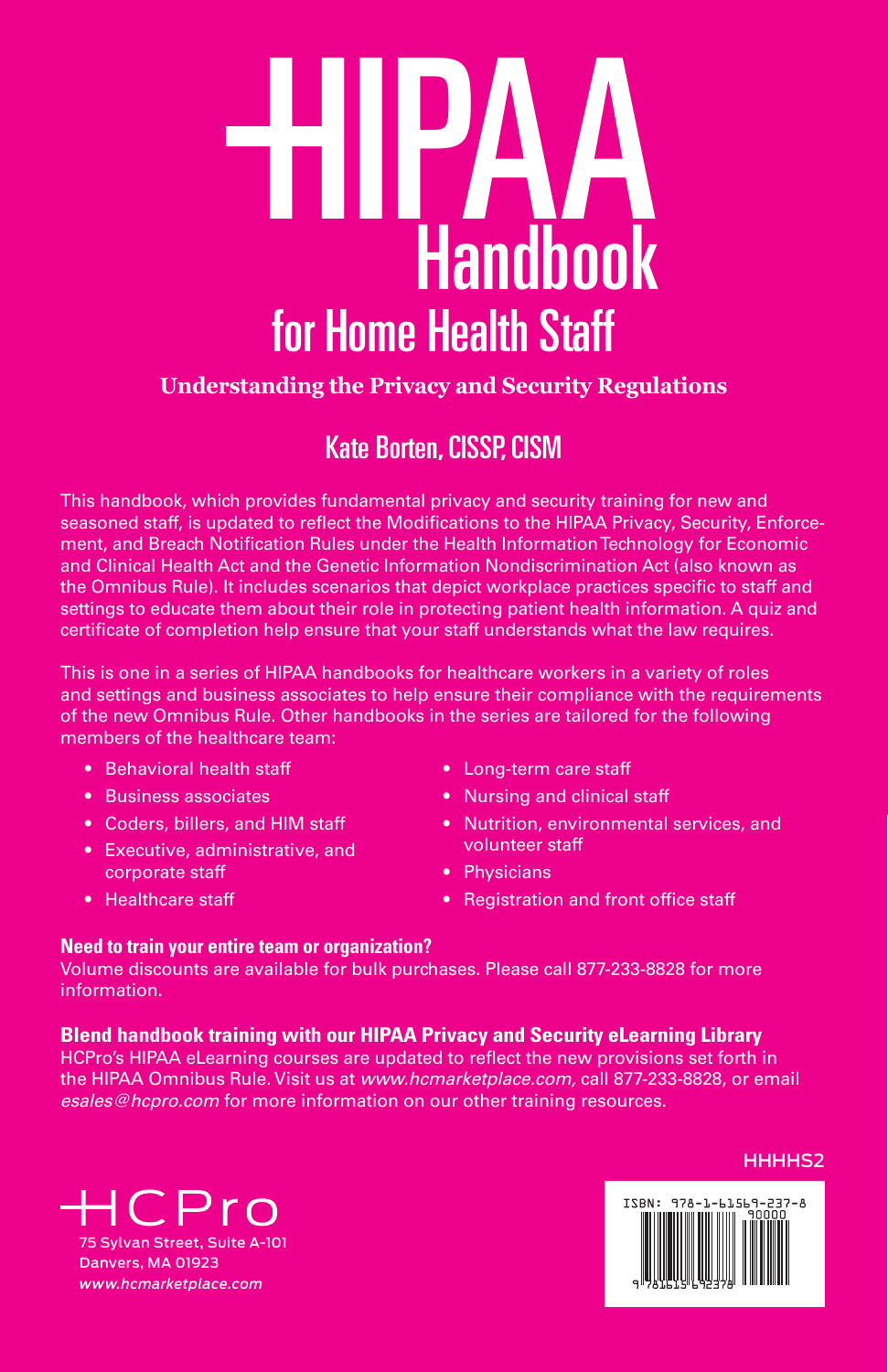# HIPAA Handbook for Home Health Staff

## Understanding the Privacy and Security Regulations

### Kate Borten, CISSP, CISM

This handbook, which provides fundamental privacy and security training for new and seasoned staff, is updated to reflect the Modifications to the HIPAA Privacy, Security, Enforcement, and Breach Notification Rules under the Health Information Technology for Economic and Clinical Health Act and the Genetic Information Nondiscrimination Act (also known as the Omnibus Rule). It includes scenarios that depict workplace practices specific to staff and settings to educate them about their role in protecting patient health information. A quiz and certificate of completion help ensure that your staff understands what the law requires.

This is one in a series of HIPAA handbooks for healthcare workers in a variety of roles and settings and business associates to help ensure their compliance with the requirements of the new Omnibus Rule. Other handbooks in the series are tailored for the following members of the healthcare team:

- Behavioral health staff
- Business associates
- Coders, billers, and HIM staff
- Executive, administrative, and corporate staff
- Healthcare staff
- Long-term care staff
- Nursing and clinical staff
- Nutrition, environmental services, and volunteer staff
- Physicians
- Registration and front office staff

**Need to train your entire team or organization?**
Volume discounts are available for bulk purchases. Please call 877-233-8828 for more information.

**Blend handbook training with our HIPAA Privacy and Security eLearning Library**
HCPro's HIPAA eLearning courses are updated to reflect the new provisions set forth in the HIPAA Omnibus Rule. Visit us at *www.hcmarketplace.com*, call 877-233-8828, or email *esales@hcpro.com* for more information on our other training resources.

HHHHS2

HCPro
75 Sylvan Street, Suite A-101
Danvers, MA 01923
*www.hcmarketplace.com*

ISBN: 978-1-61569-237-8
90000
9 781615 692378